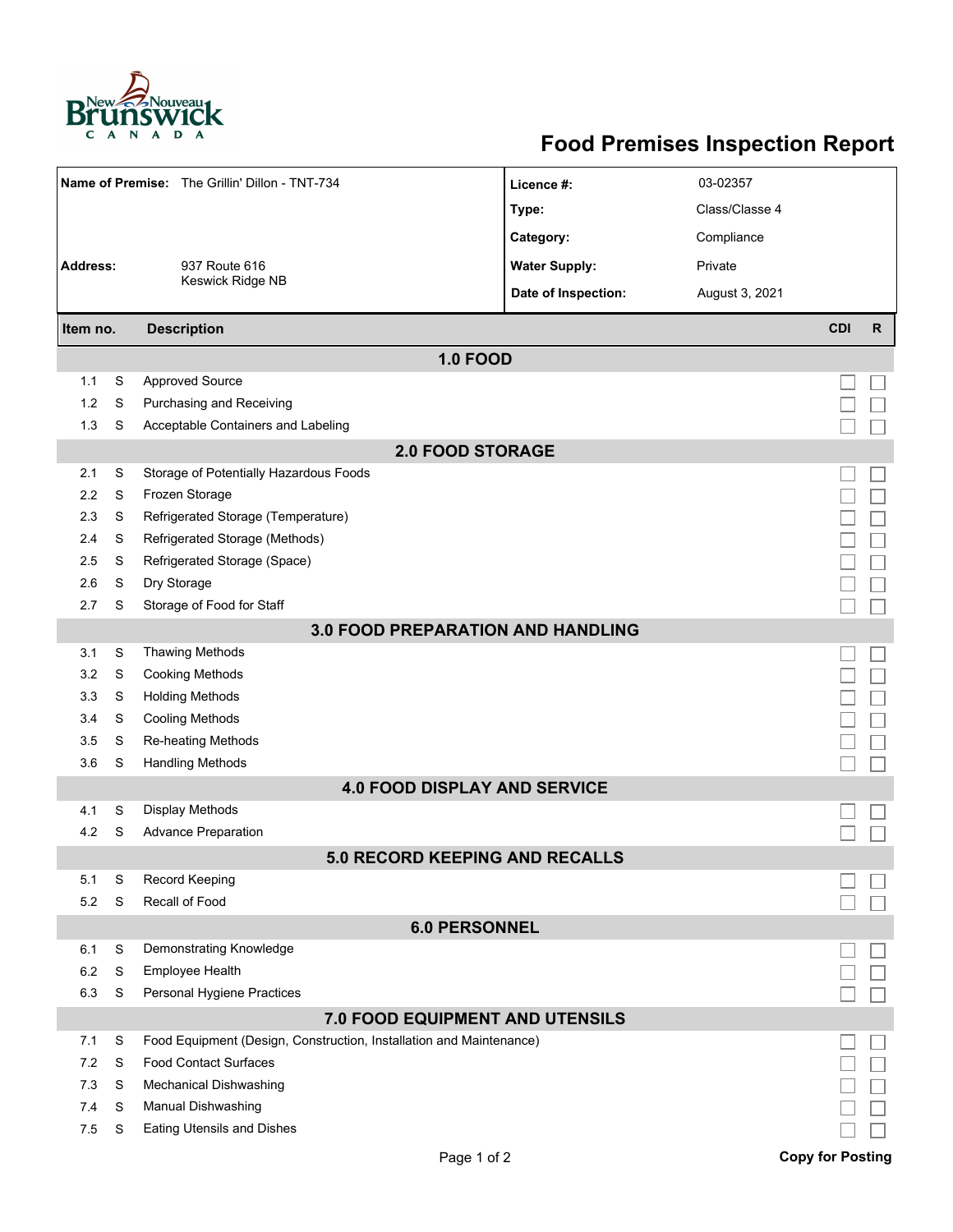# Food Premises Inspection Report

| | | | |
|---|---|---|---|
| **Name of Premise:** | The Grillin' Dillon - TNT-734 | **Licence #:** | 03-02357 |
| | | **Type:** | Class/Classe 4 |
| | | **Category:** | Compliance |
| **Address:** | 937 Route 616<br>Keswick Ridge NB | **Water Supply:** | Private |
| | | **Date of Inspection:** | August 3, 2021 |

| Item no. | | Description | CDI | R |
|---|---|---|---|---|
| | | **1.0 FOOD** | | |
| 1.1 | S | Approved Source | ☐ | ☐ |
| 1.2 | S | Purchasing and Receiving | ☐ | ☐ |
| 1.3 | S | Acceptable Containers and Labeling | ☐ | ☐ |
| | | **2.0 FOOD STORAGE** | | |
| 2.1 | S | Storage of Potentially Hazardous Foods | ☐ | ☐ |
| 2.2 | S | Frozen Storage | ☐ | ☐ |
| 2.3 | S | Refrigerated Storage (Temperature) | ☐ | ☐ |
| 2.4 | S | Refrigerated Storage (Methods) | ☐ | ☐ |
| 2.5 | S | Refrigerated Storage (Space) | ☐ | ☐ |
| 2.6 | S | Dry Storage | ☐ | ☐ |
| 2.7 | S | Storage of Food for Staff | ☐ | ☐ |
| | | **3.0 FOOD PREPARATION AND HANDLING** | | |
| 3.1 | S | Thawing Methods | ☐ | ☐ |
| 3.2 | S | Cooking Methods | ☐ | ☐ |
| 3.3 | S | Holding Methods | ☐ | ☐ |
| 3.4 | S | Cooling Methods | ☐ | ☐ |
| 3.5 | S | Re-heating Methods | ☐ | ☐ |
| 3.6 | S | Handling Methods | ☐ | ☐ |
| | | **4.0 FOOD DISPLAY AND SERVICE** | | |
| 4.1 | S | Display Methods | ☐ | ☐ |
| 4.2 | S | Advance Preparation | ☐ | ☐ |
| | | **5.0 RECORD KEEPING AND RECALLS** | | |
| 5.1 | S | Record Keeping | ☐ | ☐ |
| 5.2 | S | Recall of Food | ☐ | ☐ |
| | | **6.0 PERSONNEL** | | |
| 6.1 | S | Demonstrating Knowledge | ☐ | ☐ |
| 6.2 | S | Employee Health | ☐ | ☐ |
| 6.3 | S | Personal Hygiene Practices | ☐ | ☐ |
| | | **7.0 FOOD EQUIPMENT AND UTENSILS** | | |
| 7.1 | S | Food Equipment (Design, Construction, Installation and Maintenance) | ☐ | ☐ |
| 7.2 | S | Food Contact Surfaces | ☐ | ☐ |
| 7.3 | S | Mechanical Dishwashing | ☐ | ☐ |
| 7.4 | S | Manual Dishwashing | ☐ | ☐ |
| 7.5 | S | Eating Utensils and Dishes | ☐ | ☐ |

**Copy for Posting**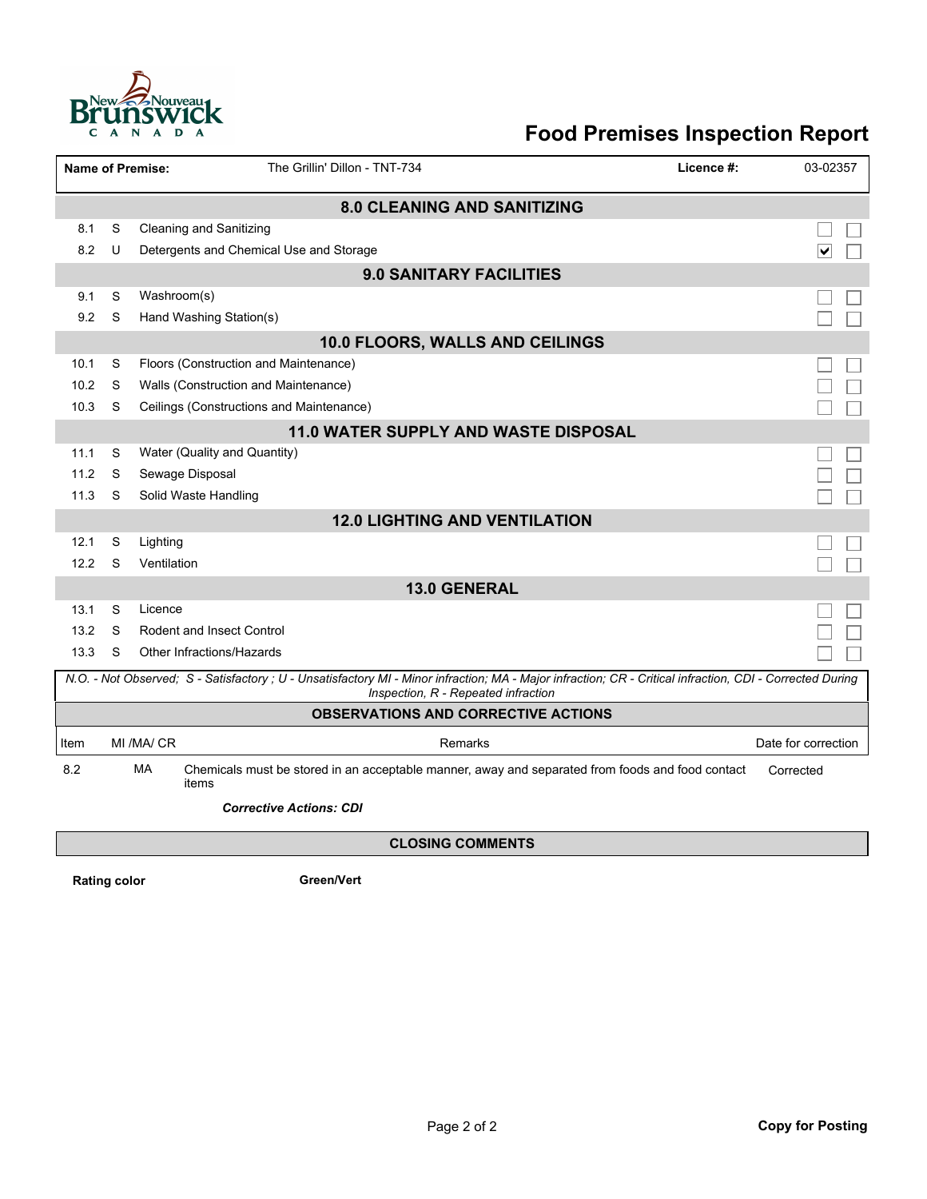# Food Premises Inspection Report

| Name of Premise: | The Grillin' Dillon - TNT-734 | Licence #: | 03-02357 |
|---|---|---|---|

| | | | | |
|---|---|---|---|---|
| **8.0 CLEANING AND SANITIZING** | | | | |
| 8.1 | S | Cleaning and Sanitizing | ☐ | ☐ |
| 8.2 | U | Detergents and Chemical Use and Storage | ☑ | ☐ |
| **9.0 SANITARY FACILITIES** | | | | |
| 9.1 | S | Washroom(s) | ☐ | ☐ |
| 9.2 | S | Hand Washing Station(s) | ☐ | ☐ |
| **10.0 FLOORS, WALLS AND CEILINGS** | | | | |
| 10.1 | S | Floors (Construction and Maintenance) | ☐ | ☐ |
| 10.2 | S | Walls (Construction and Maintenance) | ☐ | ☐ |
| 10.3 | S | Ceilings (Constructions and Maintenance) | ☐ | ☐ |
| **11.0 WATER SUPPLY AND WASTE DISPOSAL** | | | | |
| 11.1 | S | Water (Quality and Quantity) | ☐ | ☐ |
| 11.2 | S | Sewage Disposal | ☐ | ☐ |
| 11.3 | S | Solid Waste Handling | ☐ | ☐ |
| **12.0 LIGHTING AND VENTILATION** | | | | |
| 12.1 | S | Lighting | ☐ | ☐ |
| 12.2 | S | Ventilation | ☐ | ☐ |
| **13.0 GENERAL** | | | | |
| 13.1 | S | Licence | ☐ | ☐ |
| 13.2 | S | Rodent and Insect Control | ☐ | ☐ |
| 13.3 | S | Other Infractions/Hazards | ☐ | ☐ |

*N.O. - Not Observed; S - Satisfactory ; U - Unsatisfactory MI - Minor infraction; MA - Major infraction; CR - Critical infraction, CDI - Corrected During Inspection, R - Repeated infraction*

## OBSERVATIONS AND CORRECTIVE ACTIONS

| Item | MI /MA/ CR | Remarks | Date for correction |
|---|---|---|---|
| 8.2 | MA | Chemicals must be stored in an acceptable manner, away and separated from foods and food contact items | Corrected |
| | | ***Corrective Actions: CDI*** | |

## CLOSING COMMENTS

**Rating color** **Green/Vert**

**Copy for Posting**